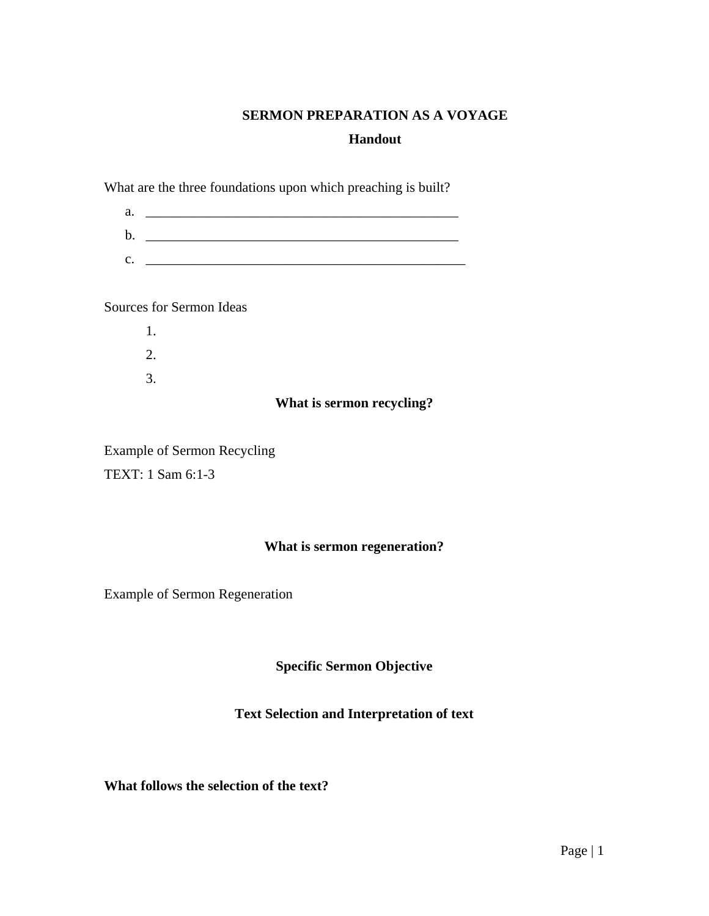# SERMON PREPARATION AS A VOYAGE

## Handout

What are the three foundations upon which preaching is built?

a. _______________________________________________
b. _______________________________________________
c. ________________________________________________

Sources for Sermon Ideas

1.
2.
3.

**What is sermon recycling?**

Example of Sermon Recycling

TEXT: 1 Sam 6:1-3

**What is sermon regeneration?**

Example of Sermon Regeneration

**Specific Sermon Objective**

**Text Selection and Interpretation of text**

**What follows the selection of the text?**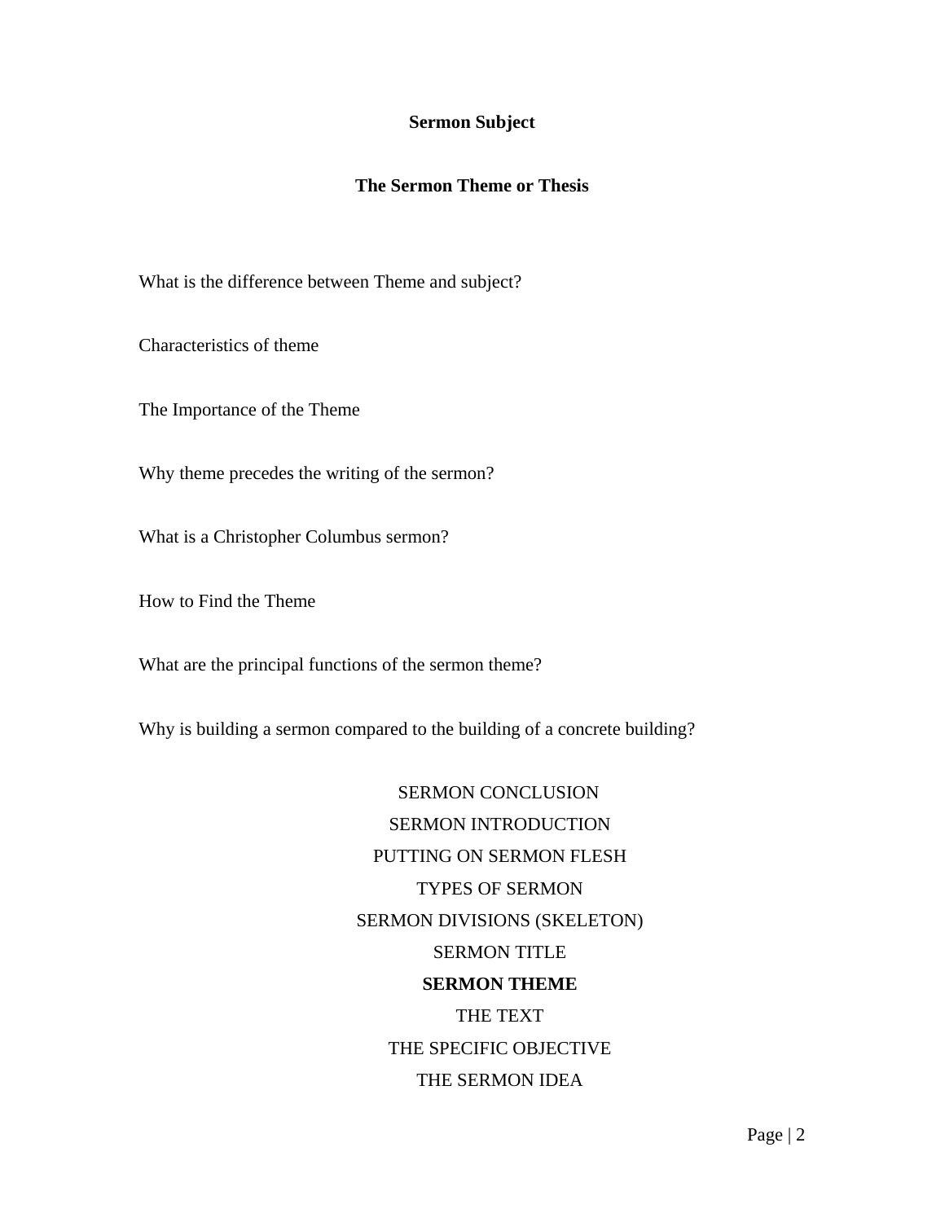**Sermon Subject**

**The Sermon Theme or Thesis**

What is the difference between Theme and subject?

Characteristics of theme

The Importance of the Theme

Why theme precedes the writing of the sermon?

What is a Christopher Columbus sermon?

How to Find the Theme

What are the principal functions of the sermon theme?

Why is building a sermon compared to the building of a concrete building?

SERMON CONCLUSION

SERMON INTRODUCTION

PUTTING ON SERMON FLESH

TYPES OF SERMON

SERMON DIVISIONS (SKELETON)

SERMON TITLE

**SERMON THEME**

THE TEXT

THE SPECIFIC OBJECTIVE

THE SERMON IDEA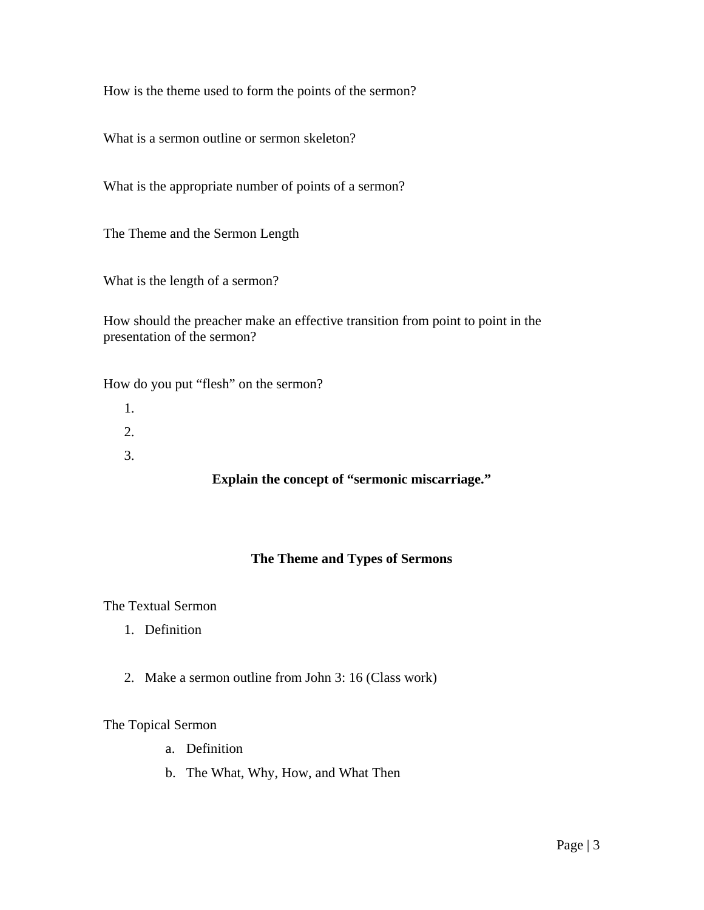How is the theme used to form the points of the sermon?

What is a sermon outline or sermon skeleton?

What is the appropriate number of points of a sermon?

The Theme and the Sermon Length

What is the length of a sermon?

How should the preacher make an effective transition from point to point in the presentation of the sermon?

How do you put "flesh" on the sermon?

1. 
2. 
3. 

**Explain the concept of "sermonic miscarriage."**

## The Theme and Types of Sermons

The Textual Sermon

1. Definition

2. Make a sermon outline from John 3: 16 (Class work)

The Topical Sermon

a. Definition
b. The What, Why, How, and What Then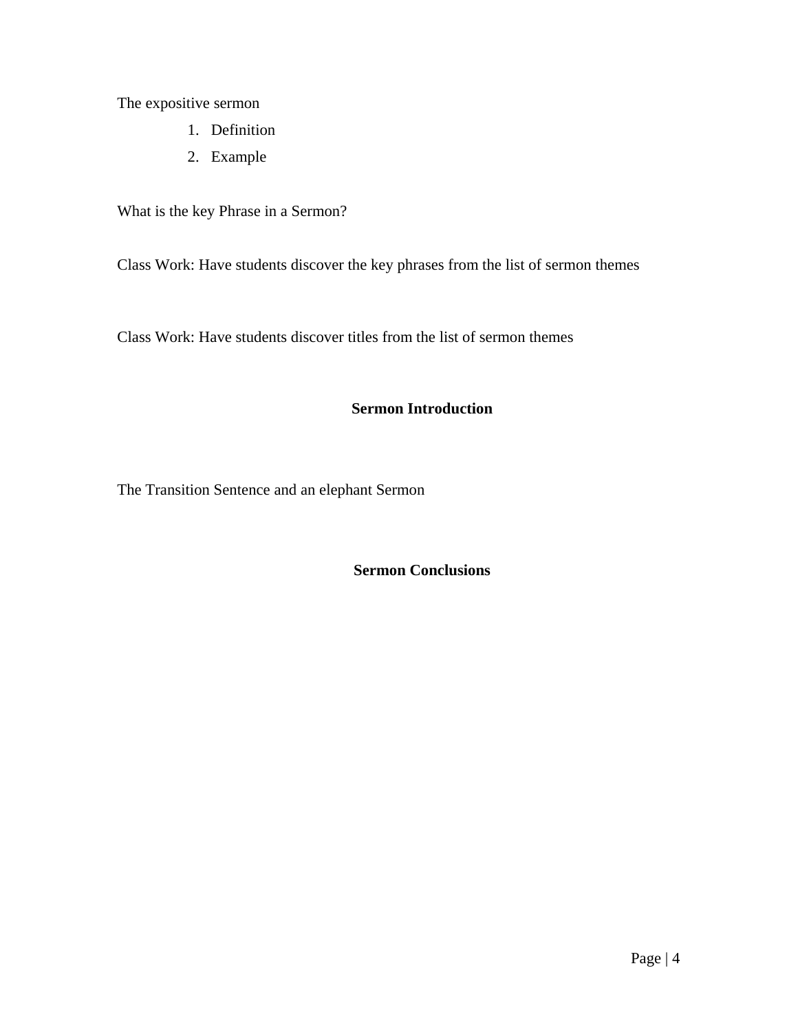The expositive sermon

1. Definition
2. Example

What is the key Phrase in a Sermon?

Class Work: Have students discover the key phrases from the list of sermon themes

Class Work: Have students discover titles from the list of sermon themes

## Sermon Introduction

The Transition Sentence and an elephant Sermon

## Sermon Conclusions